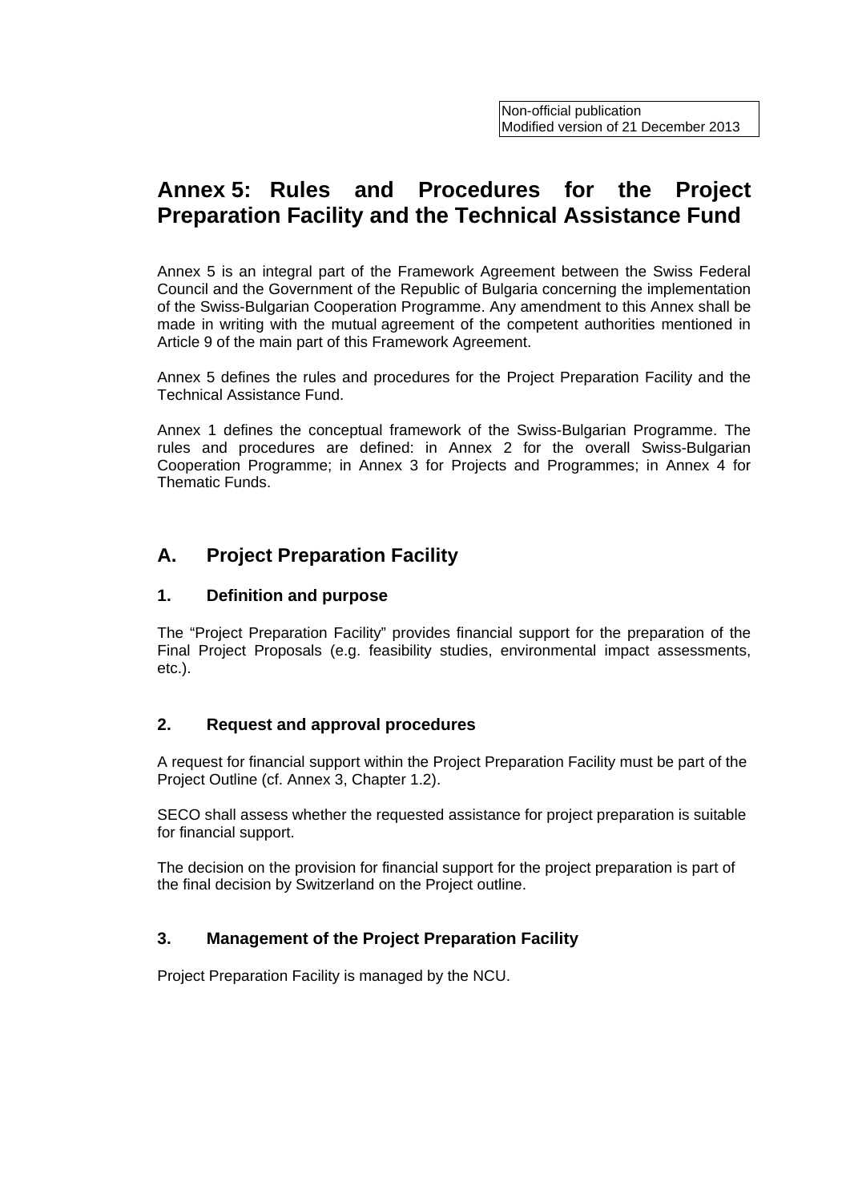Non-official publication
Modified version of 21 December 2013

# Annex 5: Rules and Procedures for the Project Preparation Facility and the Technical Assistance Fund

Annex 5 is an integral part of the Framework Agreement between the Swiss Federal Council and the Government of the Republic of Bulgaria concerning the implementation of the Swiss-Bulgarian Cooperation Programme. Any amendment to this Annex shall be made in writing with the mutual agreement of the competent authorities mentioned in Article 9 of the main part of this Framework Agreement.

Annex 5 defines the rules and procedures for the Project Preparation Facility and the Technical Assistance Fund.

Annex 1 defines the conceptual framework of the Swiss-Bulgarian Programme. The rules and procedures are defined: in Annex 2 for the overall Swiss-Bulgarian Cooperation Programme; in Annex 3 for Projects and Programmes; in Annex 4 for Thematic Funds.

## A. Project Preparation Facility

### 1. Definition and purpose

The "Project Preparation Facility" provides financial support for the preparation of the Final Project Proposals (e.g. feasibility studies, environmental impact assessments, etc.).

### 2. Request and approval procedures

A request for financial support within the Project Preparation Facility must be part of the Project Outline (cf. Annex 3, Chapter 1.2).

SECO shall assess whether the requested assistance for project preparation is suitable for financial support.

The decision on the provision for financial support for the project preparation is part of the final decision by Switzerland on the Project outline.

### 3. Management of the Project Preparation Facility

Project Preparation Facility is managed by the NCU.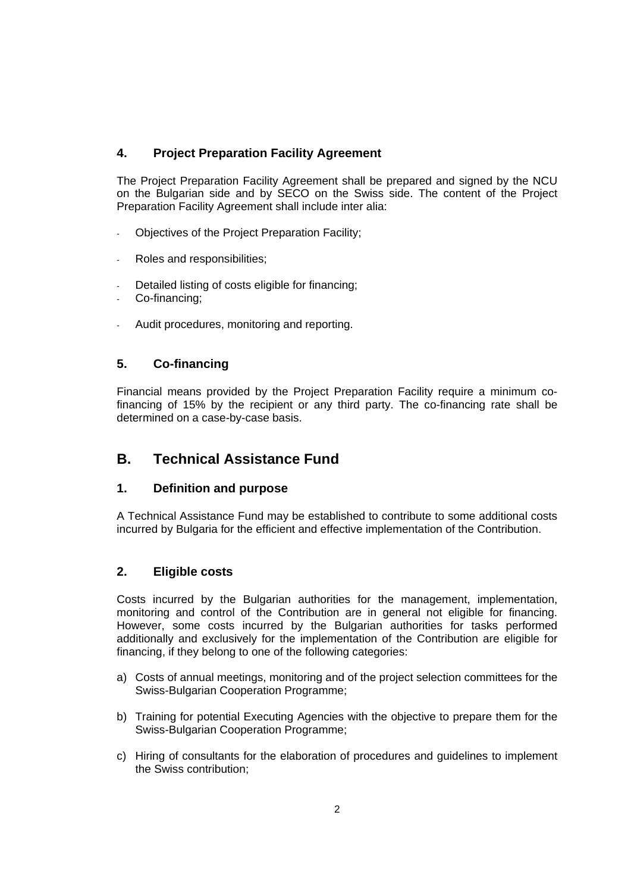### 4. Project Preparation Facility Agreement

The Project Preparation Facility Agreement shall be prepared and signed by the NCU on the Bulgarian side and by SECO on the Swiss side. The content of the Project Preparation Facility Agreement shall include inter alia:

- Objectives of the Project Preparation Facility;
- Roles and responsibilities;
- Detailed listing of costs eligible for financing;
- Co-financing;
- Audit procedures, monitoring and reporting.

### 5. Co-financing

Financial means provided by the Project Preparation Facility require a minimum co-financing of 15% by the recipient or any third party. The co-financing rate shall be determined on a case-by-case basis.

## B. Technical Assistance Fund

### 1. Definition and purpose

A Technical Assistance Fund may be established to contribute to some additional costs incurred by Bulgaria for the efficient and effective implementation of the Contribution.

### 2. Eligible costs

Costs incurred by the Bulgarian authorities for the management, implementation, monitoring and control of the Contribution are in general not eligible for financing. However, some costs incurred by the Bulgarian authorities for tasks performed additionally and exclusively for the implementation of the Contribution are eligible for financing, if they belong to one of the following categories:

a) Costs of annual meetings, monitoring and of the project selection committees for the Swiss-Bulgarian Cooperation Programme;

b) Training for potential Executing Agencies with the objective to prepare them for the Swiss-Bulgarian Cooperation Programme;

c) Hiring of consultants for the elaboration of procedures and guidelines to implement the Swiss contribution;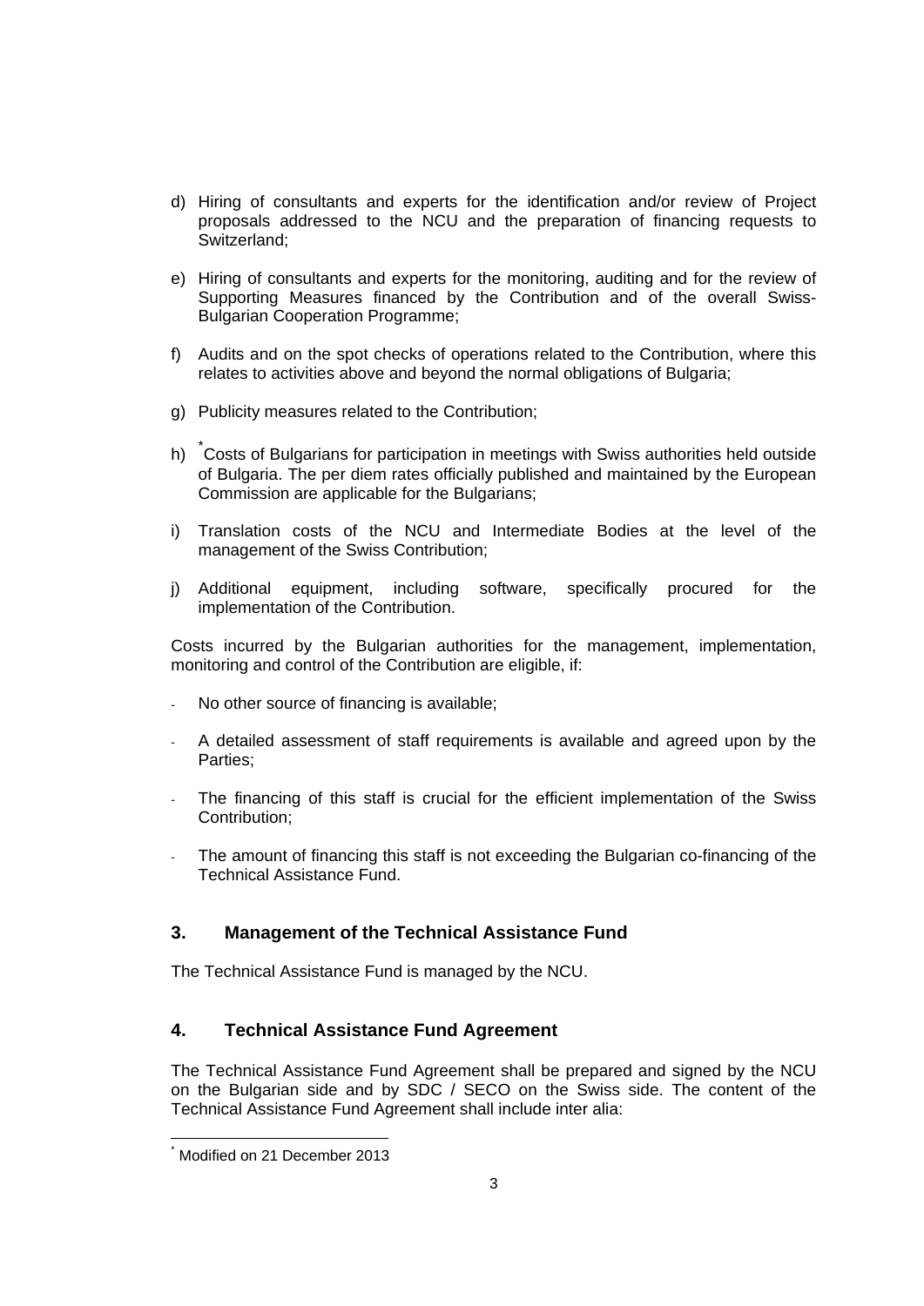d) Hiring of consultants and experts for the identification and/or review of Project proposals addressed to the NCU and the preparation of financing requests to Switzerland;

e) Hiring of consultants and experts for the monitoring, auditing and for the review of Supporting Measures financed by the Contribution and of the overall Swiss-Bulgarian Cooperation Programme;

f) Audits and on the spot checks of operations related to the Contribution, where this relates to activities above and beyond the normal obligations of Bulgaria;

g) Publicity measures related to the Contribution;

h) [*] Costs of Bulgarians for participation in meetings with Swiss authorities held outside of Bulgaria. The per diem rates officially published and maintained by the European Commission are applicable for the Bulgarians;

i) Translation costs of the NCU and Intermediate Bodies at the level of the management of the Swiss Contribution;

j) Additional equipment, including software, specifically procured for the implementation of the Contribution.

Costs incurred by the Bulgarian authorities for the management, implementation, monitoring and control of the Contribution are eligible, if:

- No other source of financing is available;
- A detailed assessment of staff requirements is available and agreed upon by the Parties;
- The financing of this staff is crucial for the efficient implementation of the Swiss Contribution;
- The amount of financing this staff is not exceeding the Bulgarian co-financing of the Technical Assistance Fund.

## 3. Management of the Technical Assistance Fund

The Technical Assistance Fund is managed by the NCU.

## 4. Technical Assistance Fund Agreement

The Technical Assistance Fund Agreement shall be prepared and signed by the NCU on the Bulgarian side and by SDC / SECO on the Swiss side. The content of the Technical Assistance Fund Agreement shall include inter alia:

[*] Modified on 21 December 2013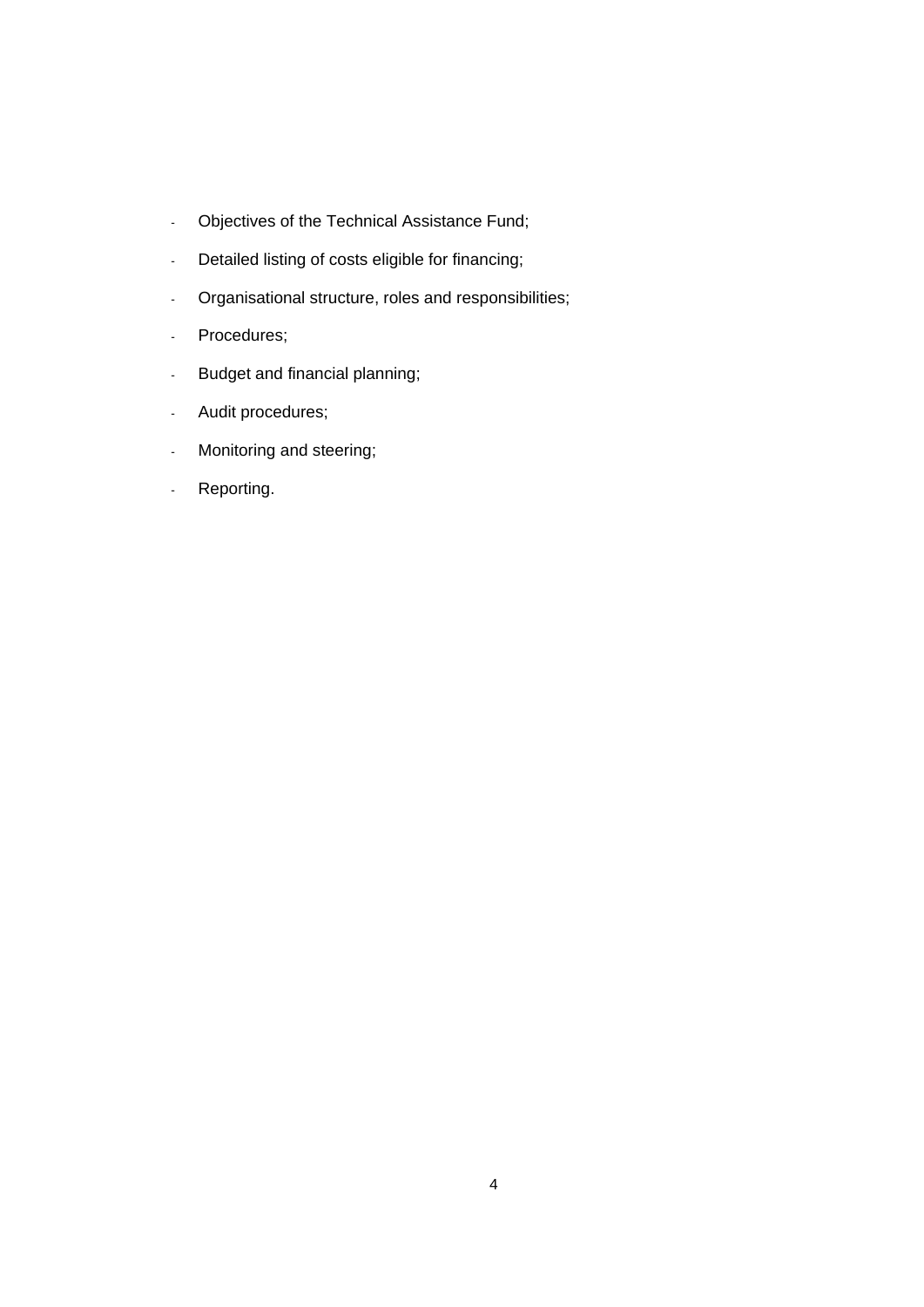- Objectives of the Technical Assistance Fund;
- Detailed listing of costs eligible for financing;
- Organisational structure, roles and responsibilities;
- Procedures;
- Budget and financial planning;
- Audit procedures;
- Monitoring and steering;
- Reporting.